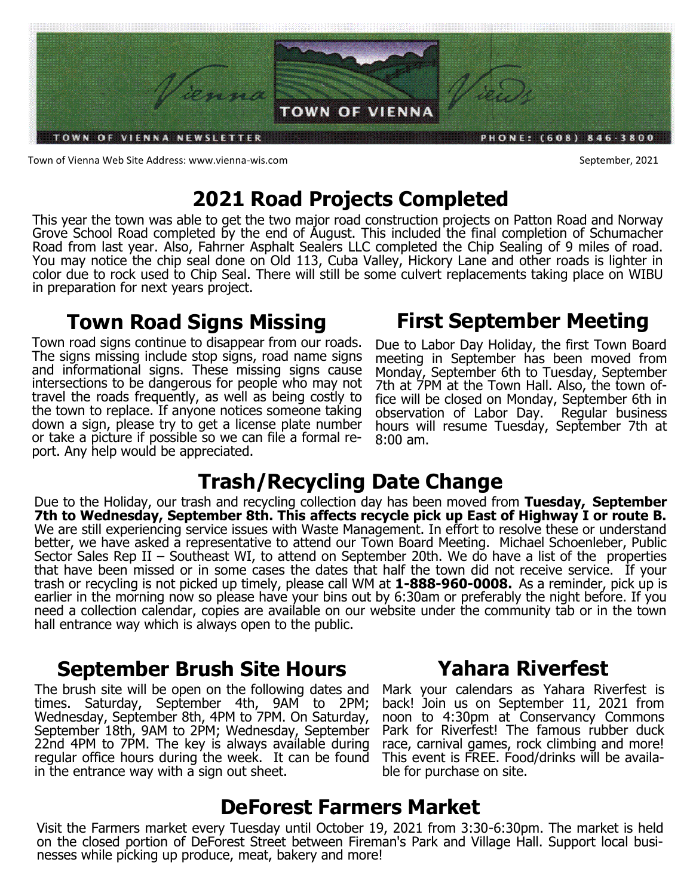# Vienna Views

**TOWN OF VIENNA**

TOWN OF VIENNA NEWSLETTER PHONE: (608) 846-3800

Town of Vienna Web Site Address: www.vienna-wis.com September, 2021

## 2021 Road Projects Completed

This year the town was able to get the two major road construction projects on Patton Road and Norway Grove School Road completed by the end of August. This included the final completion of Schumacher Road from last year. Also, Fahrner Asphalt Sealers LLC completed the Chip Sealing of 9 miles of road. You may notice the chip seal done on Old 113, Cuba Valley, Hickory Lane and other roads is lighter in color due to rock used to Chip Seal. There will still be some culvert replacements taking place on WIBU in preparation for next years project.

## Town Road Signs Missing

Town road signs continue to disappear from our roads. The signs missing include stop signs, road name signs and informational signs. These missing signs cause intersections to be dangerous for people who may not travel the roads frequently, as well as being costly to the town to replace. If anyone notices someone taking down a sign, please try to get a license plate number or take a picture if possible so we can file a formal report. Any help would be appreciated.

## First September Meeting

Due to Labor Day Holiday, the first Town Board meeting in September has been moved from Monday, September 6th to Tuesday, September 7th at 7PM at the Town Hall. Also, the town office will be closed on Monday, September 6th in observation of Labor Day. Regular business hours will resume Tuesday, September 7th at 8:00 am.

## Trash/Recycling Date Change

Due to the Holiday, our trash and recycling collection day has been moved from **Tuesday, September 7th to Wednesday, September 8th. This affects recycle pick up East of Highway I or route B.** We are still experiencing service issues with Waste Management. In effort to resolve these or understand better, we have asked a representative to attend our Town Board Meeting. Michael Schoenleber, Public Sector Sales Rep II – Southeast WI, to attend on September 20th. We do have a list of the properties that have been missed or in some cases the dates that half the town did not receive service. If your trash or recycling is not picked up timely, please call WM at **1-888-960-0008.** As a reminder, pick up is earlier in the morning now so please have your bins out by 6:30am or preferably the night before. If you need a collection calendar, copies are available on our website under the community tab or in the town hall entrance way which is always open to the public.

## September Brush Site Hours

The brush site will be open on the following dates and times. Saturday, September 4th, 9AM to 2PM; Wednesday, September 8th, 4PM to 7PM. On Saturday, September 18th, 9AM to 2PM; Wednesday, September 22nd 4PM to 7PM. The key is always available during regular office hours during the week. It can be found in the entrance way with a sign out sheet.

## Yahara Riverfest

Mark your calendars as Yahara Riverfest is back! Join us on September 11, 2021 from noon to 4:30pm at Conservancy Commons Park for Riverfest! The famous rubber duck race, carnival games, rock climbing and more! This event is FREE. Food/drinks will be available for purchase on site.

## DeForest Farmers Market

Visit the Farmers market every Tuesday until October 19, 2021 from 3:30-6:30pm. The market is held on the closed portion of DeForest Street between Fireman's Park and Village Hall. Support local businesses while picking up produce, meat, bakery and more!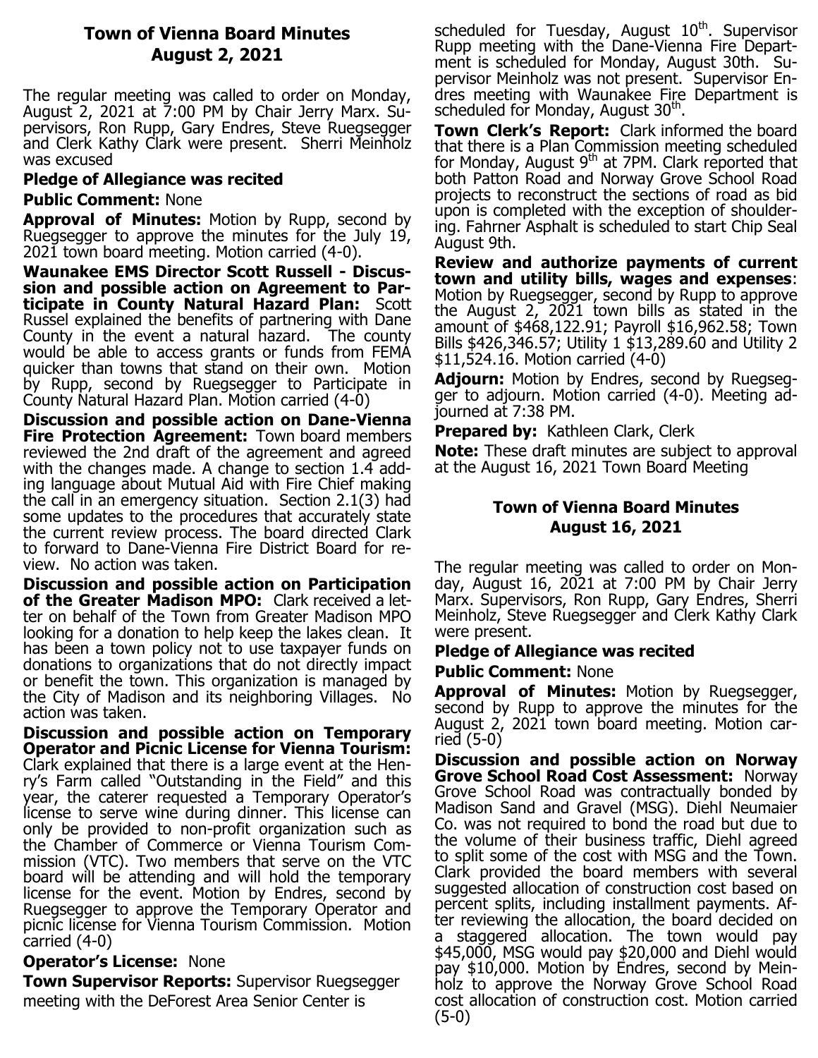## Town of Vienna Board Minutes
## August 2, 2021

The regular meeting was called to order on Monday, August 2, 2021 at 7:00 PM by Chair Jerry Marx. Supervisors, Ron Rupp, Gary Endres, Steve Ruegsegger and Clerk Kathy Clark were present. Sherri Meinholz was excused

**Pledge of Allegiance was recited**

**Public Comment:** None

**Approval of Minutes:** Motion by Rupp, second by Ruegsegger to approve the minutes for the July 19, 2021 town board meeting. Motion carried (4-0).

**Waunakee EMS Director Scott Russell - Discussion and possible action on Agreement to Participate in County Natural Hazard Plan:** Scott Russel explained the benefits of partnering with Dane County in the event a natural hazard. The county would be able to access grants or funds from FEMA quicker than towns that stand on their own. Motion by Rupp, second by Ruegsegger to Participate in County Natural Hazard Plan. Motion carried (4-0)

**Discussion and possible action on Dane-Vienna Fire Protection Agreement:** Town board members reviewed the 2nd draft of the agreement and agreed with the changes made. A change to section 1.4 adding language about Mutual Aid with Fire Chief making the call in an emergency situation. Section 2.1(3) had some updates to the procedures that accurately state the current review process. The board directed Clark to forward to Dane-Vienna Fire District Board for review. No action was taken.

**Discussion and possible action on Participation of the Greater Madison MPO:** Clark received a letter on behalf of the Town from Greater Madison MPO looking for a donation to help keep the lakes clean. It has been a town policy not to use taxpayer funds on donations to organizations that do not directly impact or benefit the town. This organization is managed by the City of Madison and its neighboring Villages. No action was taken.

**Discussion and possible action on Temporary Operator and Picnic License for Vienna Tourism:** Clark explained that there is a large event at the Henry's Farm called "Outstanding in the Field" and this year, the caterer requested a Temporary Operator's license to serve wine during dinner. This license can only be provided to non-profit organization such as the Chamber of Commerce or Vienna Tourism Commission (VTC). Two members that serve on the VTC board will be attending and will hold the temporary license for the event. Motion by Endres, second by Ruegsegger to approve the Temporary Operator and picnic license for Vienna Tourism Commission. Motion carried (4-0)

**Operator's License:** None

**Town Supervisor Reports:** Supervisor Ruegsegger meeting with the DeForest Area Senior Center is scheduled for Tuesday, August 10th. Supervisor Rupp meeting with the Dane-Vienna Fire Department is scheduled for Monday, August 30th. Supervisor Meinholz was not present. Supervisor Endres meeting with Waunakee Fire Department is scheduled for Monday, August 30th.

**Town Clerk's Report:** Clark informed the board that there is a Plan Commission meeting scheduled for Monday, August 9th at 7PM. Clark reported that both Patton Road and Norway Grove School Road projects to reconstruct the sections of road as bid upon is completed with the exception of shouldering. Fahrner Asphalt is scheduled to start Chip Seal August 9th.

**Review and authorize payments of current town and utility bills, wages and expenses**: Motion by Ruegsegger, second by Rupp to approve the August 2, 2021 town bills as stated in the amount of $468,122.91; Payroll $16,962.58; Town Bills $426,346.57; Utility 1 $13,289.60 and Utility 2 $11,524.16. Motion carried (4-0)

**Adjourn:** Motion by Endres, second by Ruegsegger to adjourn. Motion carried (4-0). Meeting adjourned at 7:38 PM.

**Prepared by:** Kathleen Clark, Clerk

**Note:** These draft minutes are subject to approval at the August 16, 2021 Town Board Meeting

## Town of Vienna Board Minutes
## August 16, 2021

The regular meeting was called to order on Monday, August 16, 2021 at 7:00 PM by Chair Jerry Marx. Supervisors, Ron Rupp, Gary Endres, Sherri Meinholz, Steve Ruegsegger and Clerk Kathy Clark were present.

**Pledge of Allegiance was recited**

**Public Comment:** None

**Approval of Minutes:** Motion by Ruegsegger, second by Rupp to approve the minutes for the August 2, 2021 town board meeting. Motion carried (5-0)

**Discussion and possible action on Norway Grove School Road Cost Assessment:** Norway Grove School Road was contractually bonded by Madison Sand and Gravel (MSG). Diehl Neumaier Co. was not required to bond the road but due to the volume of their business traffic, Diehl agreed to split some of the cost with MSG and the Town. Clark provided the board members with several suggested allocation of construction cost based on percent splits, including installment payments. After reviewing the allocation, the board decided on a staggered allocation. The town would pay $45,000, MSG would pay $20,000 and Diehl would pay $10,000. Motion by Endres, second by Meinholz to approve the Norway Grove School Road cost allocation of construction cost. Motion carried (5-0)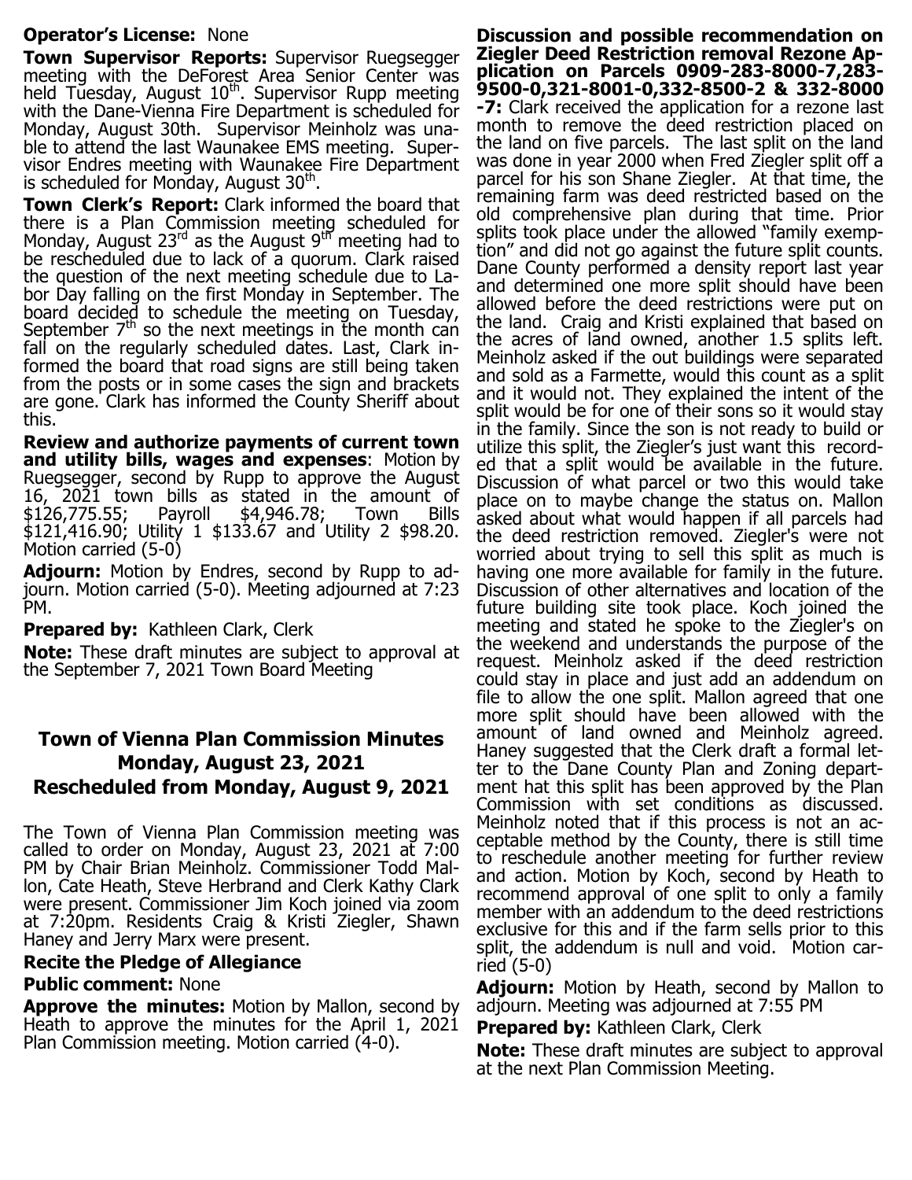**Operator's License:** None

**Town Supervisor Reports:** Supervisor Ruegsegger meeting with the DeForest Area Senior Center was held Tuesday, August 10th. Supervisor Rupp meeting with the Dane-Vienna Fire Department is scheduled for Monday, August 30th. Supervisor Meinholz was unable to attend the last Waunakee EMS meeting. Supervisor Endres meeting with Waunakee Fire Department is scheduled for Monday, August 30th.

**Town Clerk's Report:** Clark informed the board that there is a Plan Commission meeting scheduled for Monday, August 23rd as the August 9th meeting had to be rescheduled due to lack of a quorum. Clark raised the question of the next meeting schedule due to Labor Day falling on the first Monday in September. The board decided to schedule the meeting on Tuesday, September 7th so the next meetings in the month can fall on the regularly scheduled dates. Last, Clark informed the board that road signs are still being taken from the posts or in some cases the sign and brackets are gone. Clark has informed the County Sheriff about this.

**Review and authorize payments of current town and utility bills, wages and expenses**: Motion by Ruegsegger, second by Rupp to approve the August 16, 2021 town bills as stated in the amount of $126,775.55; Payroll $4,946.78; Town Bills $121,416.90; Utility 1 $133.67 and Utility 2 $98.20. Motion carried (5-0)

**Adjourn:** Motion by Endres, second by Rupp to adjourn. Motion carried (5-0). Meeting adjourned at 7:23 PM.

**Prepared by:** Kathleen Clark, Clerk

**Note:** These draft minutes are subject to approval at the September 7, 2021 Town Board Meeting

## Town of Vienna Plan Commission Minutes
## Monday, August 23, 2021
## Rescheduled from Monday, August 9, 2021

The Town of Vienna Plan Commission meeting was called to order on Monday, August 23, 2021 at 7:00 PM by Chair Brian Meinholz. Commissioner Todd Mallon, Cate Heath, Steve Herbrand and Clerk Kathy Clark were present. Commissioner Jim Koch joined via zoom at 7:20pm. Residents Craig & Kristi Ziegler, Shawn Haney and Jerry Marx were present.

**Recite the Pledge of Allegiance**

**Public comment:** None

**Approve the minutes:** Motion by Mallon, second by Heath to approve the minutes for the April 1, 2021 Plan Commission meeting. Motion carried (4-0).

**Discussion and possible recommendation on Ziegler Deed Restriction removal Rezone Application on Parcels 0909-283-8000-7,283-9500-0,321-8001-0,332-8500-2 & 332-8000-7:** Clark received the application for a rezone last month to remove the deed restriction placed on the land on five parcels. The last split on the land was done in year 2000 when Fred Ziegler split off a parcel for his son Shane Ziegler. At that time, the remaining farm was deed restricted based on the old comprehensive plan during that time. Prior splits took place under the allowed "family exemption" and did not go against the future split counts. Dane County performed a density report last year and determined one more split should have been allowed before the deed restrictions were put on the land. Craig and Kristi explained that based on the acres of land owned, another 1.5 splits left. Meinholz asked if the out buildings were separated and sold as a Farmette, would this count as a split and it would not. They explained the intent of the split would be for one of their sons so it would stay in the family. Since the son is not ready to build or utilize this split, the Ziegler's just want this recorded that a split would be available in the future. Discussion of what parcel or two this would take place on to maybe change the status on. Mallon asked about what would happen if all parcels had the deed restriction removed. Ziegler's were not worried about trying to sell this split as much is having one more available for family in the future. Discussion of other alternatives and location of the future building site took place. Koch joined the meeting and stated he spoke to the Ziegler's on the weekend and understands the purpose of the request. Meinholz asked if the deed restriction could stay in place and just add an addendum on file to allow the one split. Mallon agreed that one more split should have been allowed with the amount of land owned and Meinholz agreed. Haney suggested that the Clerk draft a formal letter to the Dane County Plan and Zoning department hat this split has been approved by the Plan Commission with set conditions as discussed. Meinholz noted that if this process is not an acceptable method by the County, there is still time to reschedule another meeting for further review and action. Motion by Koch, second by Heath to recommend approval of one split to only a family member with an addendum to the deed restrictions exclusive for this and if the farm sells prior to this split, the addendum is null and void. Motion carried (5-0)

**Adjourn:** Motion by Heath, second by Mallon to adjourn. Meeting was adjourned at 7:55 PM

**Prepared by:** Kathleen Clark, Clerk

**Note:** These draft minutes are subject to approval at the next Plan Commission Meeting.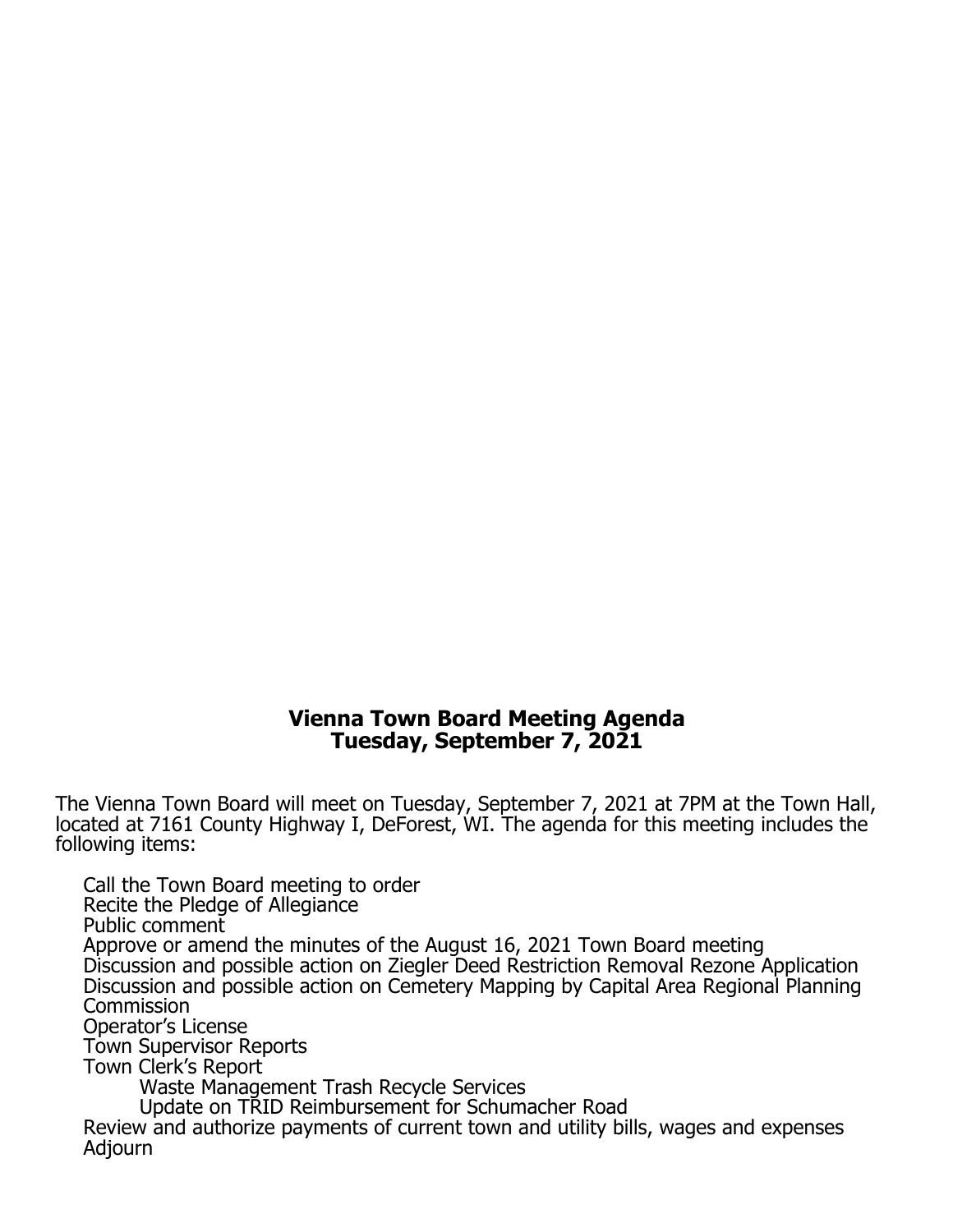**Vienna Town Board Meeting Agenda**
**Tuesday, September 7, 2021**

The Vienna Town Board will meet on Tuesday, September 7, 2021 at 7PM at the Town Hall, located at 7161 County Highway I, DeForest, WI. The agenda for this meeting includes the following items:

- Call the Town Board meeting to order
- Recite the Pledge of Allegiance
- Public comment
- Approve or amend the minutes of the August 16, 2021 Town Board meeting
- Discussion and possible action on Ziegler Deed Restriction Removal Rezone Application
- Discussion and possible action on Cemetery Mapping by Capital Area Regional Planning Commission
- Operator's License
- Town Supervisor Reports
- Town Clerk's Report
  - Waste Management Trash Recycle Services
  - Update on TRID Reimbursement for Schumacher Road
- Review and authorize payments of current town and utility bills, wages and expenses
- Adjourn